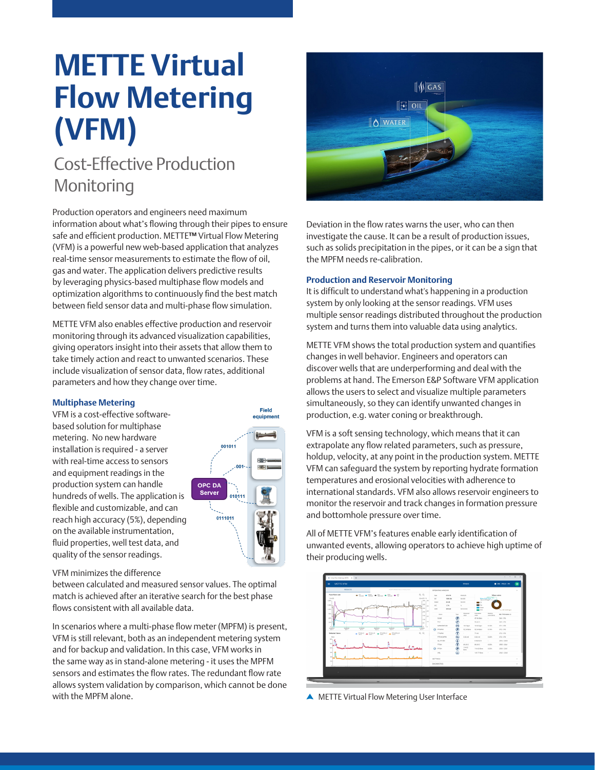#  METTE Virtual Flow Metering (VFM)

## Cost-Effective Production Monitoring

Production operators and engineers need maximum information about what's flowing through their pipes to ensure safe and efficient production. METTE™ Virtual Flow Metering (VFM) is a powerful new web-based application that analyzes real-time sensor measurements to estimate the flow of oil, gas and water. The application delivers predictive results by leveraging physics-based multiphase flow models and optimization algorithms to continuously find the best match between field sensor data and multi-phase flow simulation.

METTE VFM also enables effective production and reservoir monitoring through its advanced visualization capabilities, giving operators insight into their assets that allow them to take timely action and react to unwanted scenarios. These include visualization of sensor data, flow rates, additional parameters and how they change over time.

### Multiphase Metering

VFM is a cost-effective software-based solution for multiphase metering. No new hardware installation is required - a server with real-time access to sensors and equipment readings in the production system can handle hundreds of wells. The application is flexible and customizable, and can reach high accuracy (5%), depending on the available instrumentation, fluid properties, well test data, and quality of the sensor readings.

VFM minimizes the difference between calculated and measured sensor values. The optimal match is achieved after an iterative search for the best phase flows consistent with all available data.

In scenarios where a multi-phase flow meter (MPFM) is present, VFM is still relevant, both as an independent metering system and for backup and validation. In this case, VFM works in the same way as in stand-alone metering - it uses the MPFM sensors and estimates the flow rates. The redundant flow rate allows system validation by comparison, which cannot be done with the MPFM alone.

Deviation in the flow rates warns the user, who can then investigate the cause. It can be a result of production issues, such as solids precipitation in the pipes, or it can be a sign that the MPFM needs re-calibration.

### Production and Reservoir Monitoring

It is difficult to understand what's happening in a production system by only looking at the sensor readings. VFM uses multiple sensor readings distributed throughout the production system and turns them into valuable data using analytics.

METTE VFM shows the total production system and quantifies changes in well behavior. Engineers and operators can discover wells that are underperforming and deal with the problems at hand. The Emerson E&P Software VFM application allows the users to select and visualize multiple parameters simultaneously, so they can identify unwanted changes in production, e.g. water coning or breakthrough.

VFM is a soft sensing technology, which means that it can extrapolate any flow related parameters, such as pressure, holdup, velocity, at any point in the production system. METTE VFM can safeguard the system by reporting hydrate formation temperatures and erosional velocities with adherence to international standards. VFM also allows reservoir engineers to monitor the reservoir and track changes in formation pressure and bottomhole pressure over time.

All of METTE VFM's features enable early identification of unwanted events, allowing operators to achieve high uptime of their producing wells.

▲ METTE Virtual Flow Metering User Interface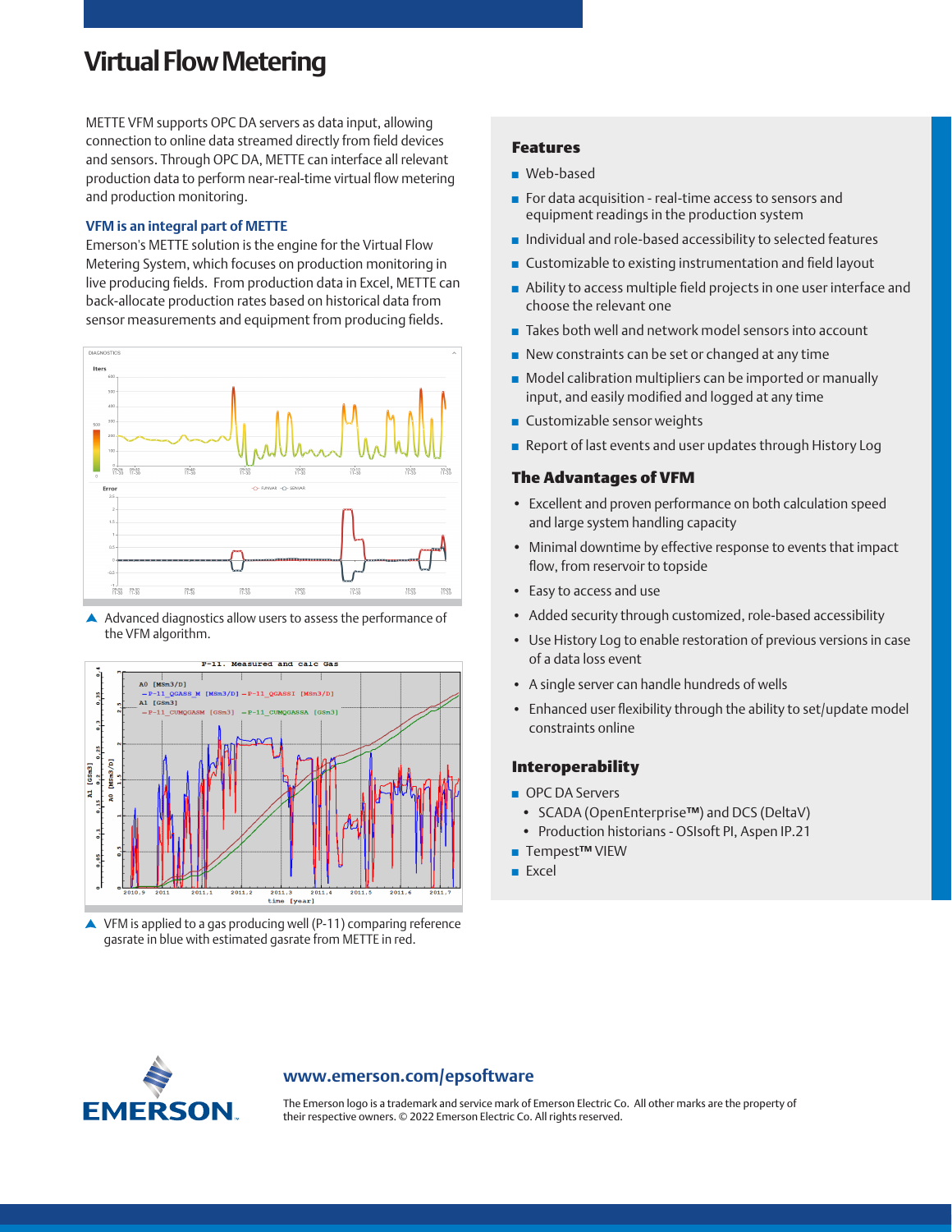# Virtual Flow Metering

METTE VFM supports OPC DA servers as data input, allowing connection to online data streamed directly from field devices and sensors. Through OPC DA, METTE can interface all relevant production data to perform near-real-time virtual flow metering and production monitoring.

### VFM is an integral part of METTE

Emerson's METTE solution is the engine for the Virtual Flow Metering System, which focuses on production monitoring in live producing fields. From production data in Excel, METTE can back-allocate production rates based on historical data from sensor measurements and equipment from producing fields.

DIAGNOSTICS

Iters

Error

FUNVAR SERVAR

▲ Advanced diagnostics allow users to assess the performance of the VFM algorithm.

P-11. Measured and calc Gas

A0 [MSm3/D]
P-11_QGASS_M [MSm3/D] P-11_QGASSI [MSm3/D]
A1 [GSm3]
P-11_CUMQGASM [GSm3] P-11_CUMQGASSA [GSm3]

A1 [GSm3]
A0 [MSm3/D]

2010.9 2011 2011.1 2011.2 2011.3 2011.4 2011.5 2011.6 2011.7
time [year]

▲ VFM is applied to a gas producing well (P-11) comparing reference gasrate in blue with estimated gasrate from METTE in red.

## Features

- Web-based
- For data acquisition - real-time access to sensors and equipment readings in the production system
- Individual and role-based accessibility to selected features
- Customizable to existing instrumentation and field layout
- Ability to access multiple field projects in one user interface and choose the relevant one
- Takes both well and network model sensors into account
- New constraints can be set or changed at any time
- Model calibration multipliers can be imported or manually input, and easily modified and logged at any time
- Customizable sensor weights
- Report of last events and user updates through History Log

## The Advantages of VFM

- Excellent and proven performance on both calculation speed and large system handling capacity
- Minimal downtime by effective response to events that impact flow, from reservoir to topside
- Easy to access and use
- Added security through customized, role-based accessibility
- Use History Log to enable restoration of previous versions in case of a data loss event
- A single server can handle hundreds of wells
- Enhanced user flexibility through the ability to set/update model constraints online

## Interoperability

- OPC DA Servers
  - SCADA (OpenEnterprise™) and DCS (DeltaV)
  - Production historians - OSIsoft PI, Aspen IP.21
- Tempest™ VIEW
- Excel

EMERSON.

**www.emerson.com/epsoftware**

The Emerson logo is a trademark and service mark of Emerson Electric Co. All other marks are the property of their respective owners. © 2022 Emerson Electric Co. All rights reserved.